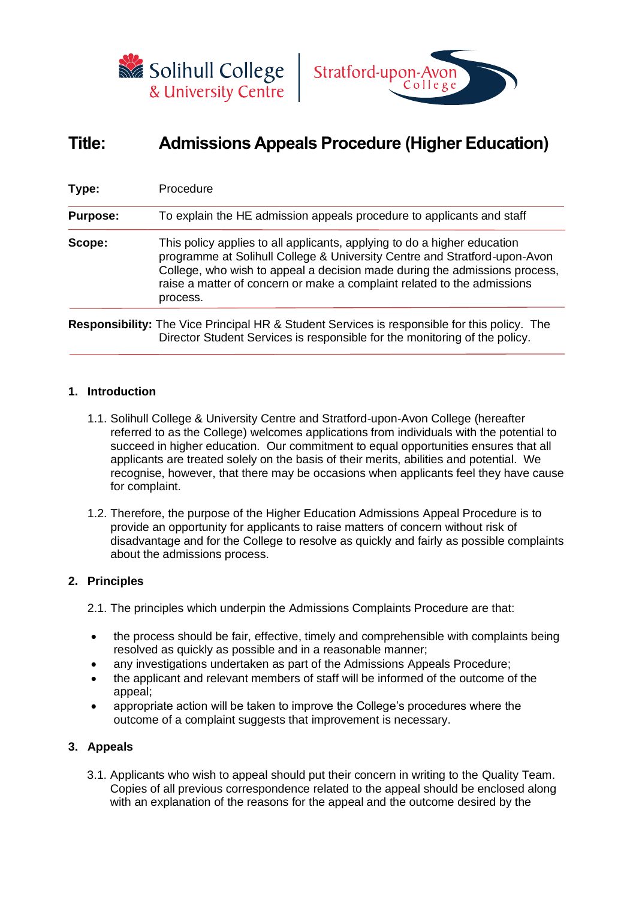# Title: Admissions Appeals Procedure (Higher Education)

| | |
|---|---|
| **Type:** | Procedure |
| **Purpose:** | To explain the HE admission appeals procedure to applicants and staff |
| **Scope:** | This policy applies to all applicants, applying to do a higher education programme at Solihull College & University Centre and Stratford-upon-Avon College, who wish to appeal a decision made during the admissions process, raise a matter of concern or make a complaint related to the admissions process. |
| **Responsibility:** | The Vice Principal HR & Student Services is responsible for this policy. The Director Student Services is responsible for the monitoring of the policy. |

## 1. Introduction

1.1. Solihull College & University Centre and Stratford-upon-Avon College (hereafter referred to as the College) welcomes applications from individuals with the potential to succeed in higher education. Our commitment to equal opportunities ensures that all applicants are treated solely on the basis of their merits, abilities and potential. We recognise, however, that there may be occasions when applicants feel they have cause for complaint.

1.2. Therefore, the purpose of the Higher Education Admissions Appeal Procedure is to provide an opportunity for applicants to raise matters of concern without risk of disadvantage and for the College to resolve as quickly and fairly as possible complaints about the admissions process.

## 2. Principles

2.1. The principles which underpin the Admissions Complaints Procedure are that:

- the process should be fair, effective, timely and comprehensible with complaints being resolved as quickly as possible and in a reasonable manner;
- any investigations undertaken as part of the Admissions Appeals Procedure;
- the applicant and relevant members of staff will be informed of the outcome of the appeal;
- appropriate action will be taken to improve the College's procedures where the outcome of a complaint suggests that improvement is necessary.

## 3. Appeals

3.1. Applicants who wish to appeal should put their concern in writing to the Quality Team. Copies of all previous correspondence related to the appeal should be enclosed along with an explanation of the reasons for the appeal and the outcome desired by the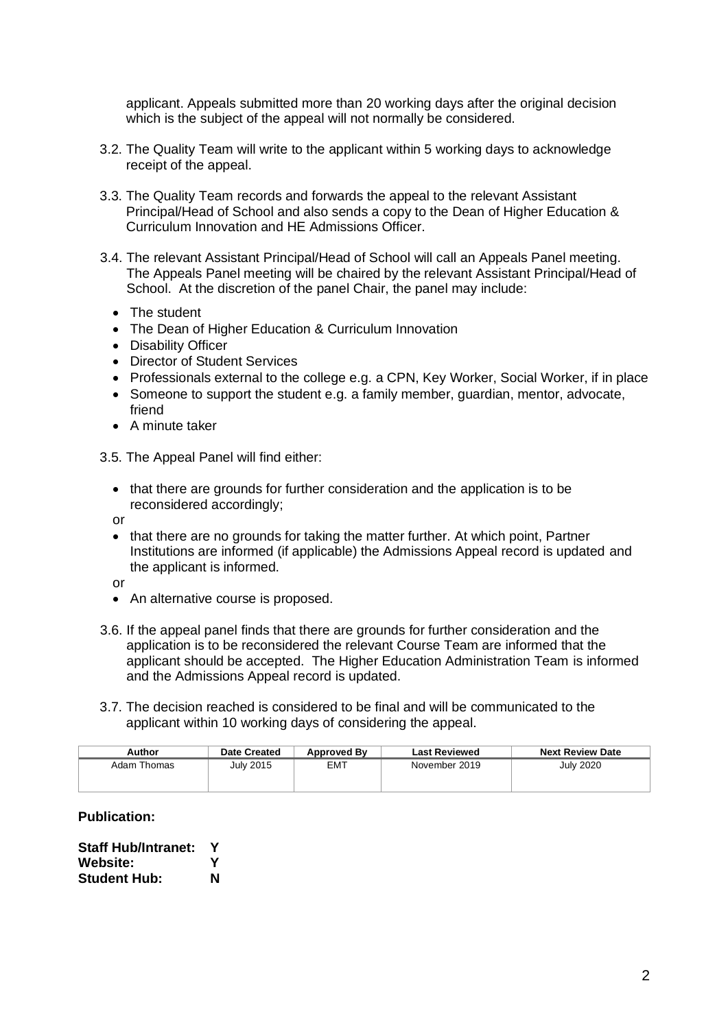applicant. Appeals submitted more than 20 working days after the original decision which is the subject of the appeal will not normally be considered.

3.2. The Quality Team will write to the applicant within 5 working days to acknowledge receipt of the appeal.

3.3. The Quality Team records and forwards the appeal to the relevant Assistant Principal/Head of School and also sends a copy to the Dean of Higher Education & Curriculum Innovation and HE Admissions Officer.

3.4. The relevant Assistant Principal/Head of School will call an Appeals Panel meeting. The Appeals Panel meeting will be chaired by the relevant Assistant Principal/Head of School. At the discretion of the panel Chair, the panel may include:

- The student
- The Dean of Higher Education & Curriculum Innovation
- Disability Officer
- Director of Student Services
- Professionals external to the college e.g. a CPN, Key Worker, Social Worker, if in place
- Someone to support the student e.g. a family member, guardian, mentor, advocate, friend
- A minute taker

3.5. The Appeal Panel will find either:

- that there are grounds for further consideration and the application is to be reconsidered accordingly;

or

- that there are no grounds for taking the matter further. At which point, Partner Institutions are informed (if applicable) the Admissions Appeal record is updated and the applicant is informed.

or

- An alternative course is proposed.

3.6. If the appeal panel finds that there are grounds for further consideration and the application is to be reconsidered the relevant Course Team are informed that the applicant should be accepted. The Higher Education Administration Team is informed and the Admissions Appeal record is updated.

3.7. The decision reached is considered to be final and will be communicated to the applicant within 10 working days of considering the appeal.

| Author | Date Created | Approved By | Last Reviewed | Next Review Date |
| --- | --- | --- | --- | --- |
| Adam Thomas | July 2015 | EMT | November 2019 | July 2020 |

**Publication:**

**Staff Hub/Intranet: Y**
**Website: Y**
**Student Hub: N**